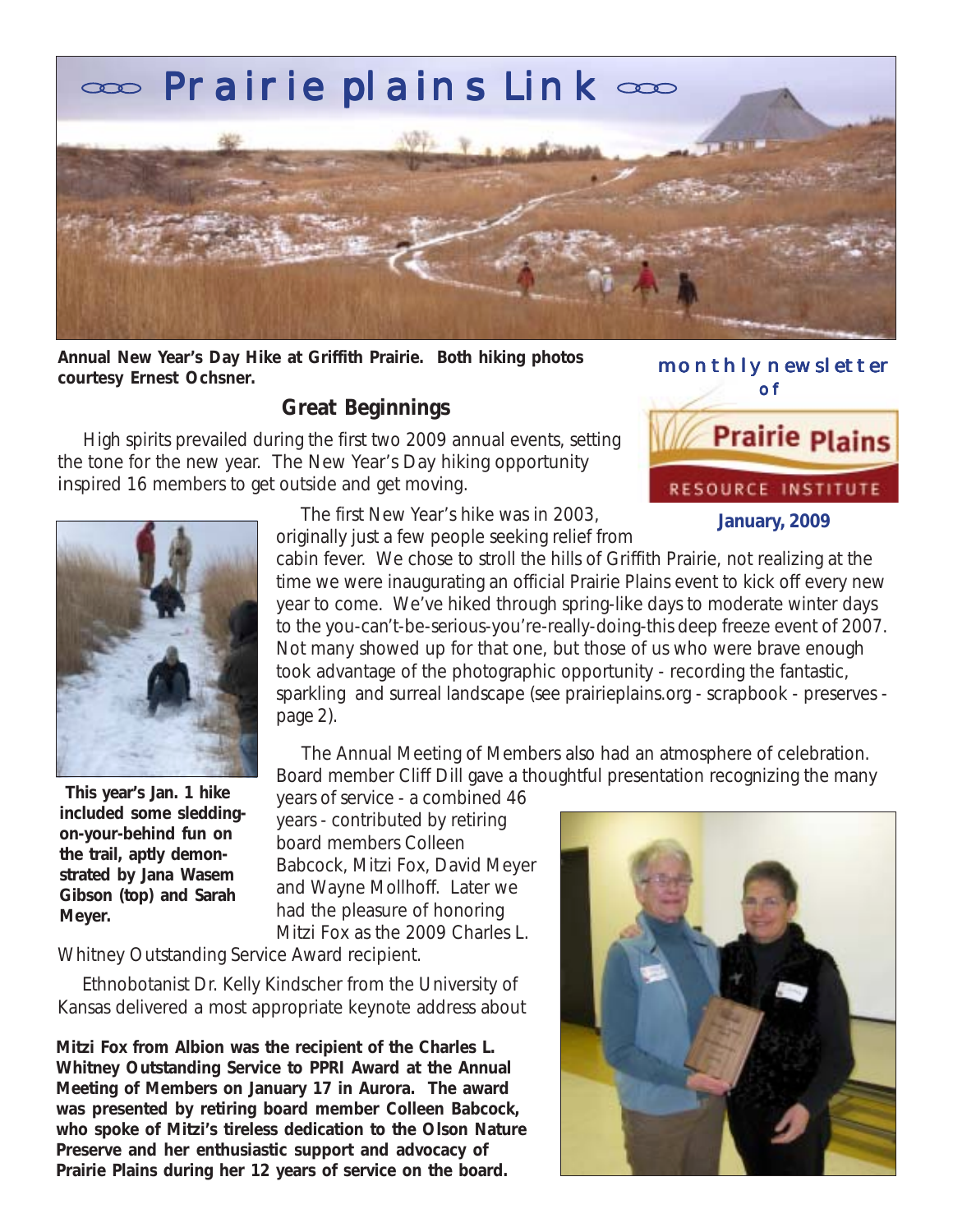# Prairie plains Link

Annual New Year's Day Hike at Griffith Prairie. Both hiking photos courtesy Ernest Ochsner.

monthly newsletter of Prairie Plains Resource Institute

**January, 2009**

## Great Beginnings

High spirits prevailed during the first two 2009 annual events, setting the tone for the new year. The New Year's Day hiking opportunity inspired 16 members to get outside and get moving.

The first New Year's hike was in 2003, originally just a few people seeking relief from cabin fever. We chose to stroll the hills of Griffith Prairie, not realizing at the time we were inaugurating an official Prairie Plains event to kick off every new year to come. We've hiked through spring-like days to moderate winter days to the you-can't-be-serious-you're-really-doing-this deep freeze event of 2007. Not many showed up for that one, but those of us who were brave enough took advantage of the photographic opportunity - recording the fantastic, sparkling and surreal landscape (see prairieplains.org - scrapbook - preserves - page 2).

**This year's Jan. 1 hike included some sledding-on-your-behind fun on the trail, aptly demonstrated by Jana Wasem Gibson (top) and Sarah Meyer.**

The Annual Meeting of Members also had an atmosphere of celebration. Board member Cliff Dill gave a thoughtful presentation recognizing the many years of service - a combined 46 years - contributed by retiring board members Colleen Babcock, Mitzi Fox, David Meyer and Wayne Mollhoff. Later we had the pleasure of honoring Mitzi Fox as the 2009 Charles L. Whitney Outstanding Service Award recipient.

Ethnobotanist Dr. Kelly Kindscher from the University of Kansas delivered a most appropriate keynote address about

**Mitzi Fox from Albion was the recipient of the Charles L. Whitney Outstanding Service to PPRI Award at the Annual Meeting of Members on January 17 in Aurora. The award was presented by retiring board member Colleen Babcock, who spoke of Mitzi's tireless dedication to the Olson Nature Preserve and her enthusiastic support and advocacy of Prairie Plains during her 12 years of service on the board.**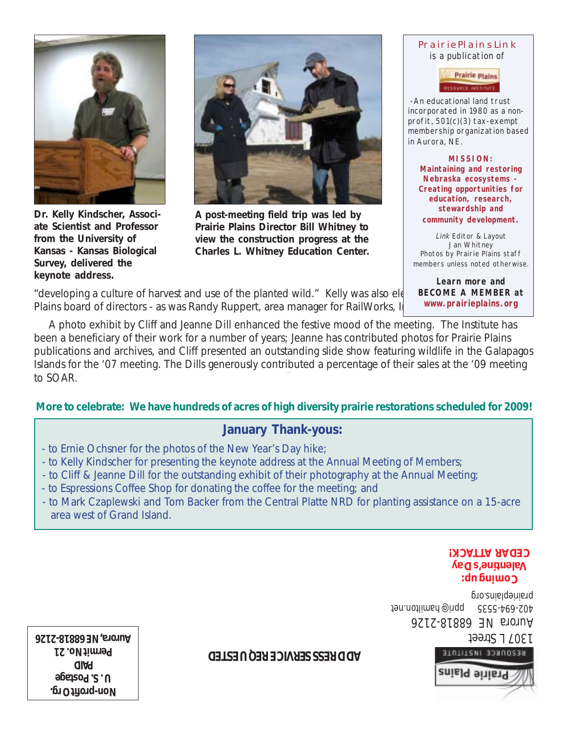Dr. Kelly Kindscher, Associate Scientist and Professor from the University of Kansas - Kansas Biological Survey, delivered the keynote address.

A post-meeting field trip was led by Prairie Plains Director Bill Whitney to view the construction progress at the Charles L. Whitney Education Center.

Prairie Plains Link is a publication of

Prairie Plains RESOURCE INSTITUTE

-An educational land trust incorporated in 1980 as a non-profit, 501(c)(3) tax-exempt membership organization based in Aurora, NE.

**MISSION: Maintaining and restoring Nebraska ecosystems - Creating opportunities for education, research, stewardship and community development.**

*Link* Editor & Layout Jan Whitney
Photos by Prairie Plains staff members unless noted otherwise.

**Learn more and BECOME A MEMBER at www.prairieplains.org**

"developing a culture of harvest and use of the planted wild." Kelly was also ele Plains board of directors - as was Randy Ruppert, area manager for RailWorks, I

A photo exhibit by Cliff and Jeanne Dill enhanced the festive mood of the meeting. The Institute has been a beneficiary of their work for a number of years; Jeanne has contributed photos for Prairie Plains publications and archives, and Cliff presented an outstanding slide show featuring wildlife in the Galapagos Islands for the '07 meeting. The Dills generously contributed a percentage of their sales at the '09 meeting to SOAR.

**More to celebrate: We have hundreds of acres of high diversity prairie restorations scheduled for 2009!**

## January Thank-yous:

- to Ernie Ochsner for the photos of the New Year's Day hike;
- to Kelly Kindscher for presenting the keynote address at the Annual Meeting of Members;
- to Cliff & Jeanne Dill for the outstanding exhibit of their photography at the Annual Meeting;
- to Espressions Coffee Shop for donating the coffee for the meeting; and
- to Mark Czaplewski and Tom Backer from the Central Platte NRD for planting assistance on a 15-acre area west of Grand Island.

**Coming up: Valentine's Day CEDAR ATTACK!**

Prairie Plains RESOURCE INSTITUTE
1307 L Street
Aurora NE 68818-2126
402-694-5535 ppri@hamilton.net
prairieplains.org

**ADDRESS SERVICE REQUESTED**

**Non-profit Org. U.S. Postage PAID Permit No. 21 Aurora, NE 68818-2126**